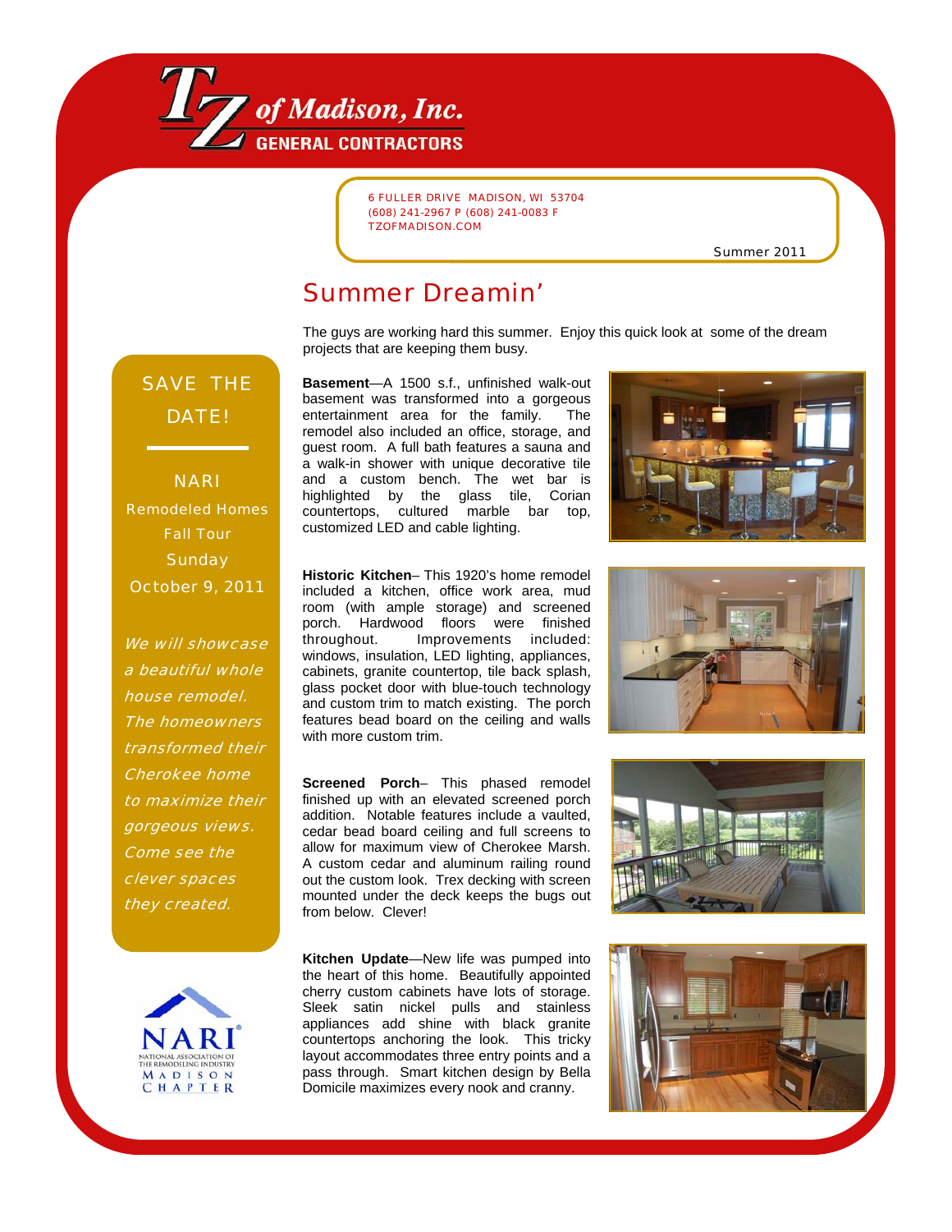# TZ of Madison, Inc.

**GENERAL CONTRACTORS**

6 FULLER DRIVE MADISON, WI 53704
(608) 241-2967 P (608) 241-0083 F
TZOFMADISON.COM

Summer 2011

## Summer Dreamin'

The guys are working hard this summer. Enjoy this quick look at some of the dream projects that are keeping them busy.

**Basement**—A 1500 s.f., unfinished walk-out basement was transformed into a gorgeous entertainment area for the family. The remodel also included an office, storage, and guest room. A full bath features a sauna and a walk-in shower with unique decorative tile and a custom bench. The wet bar is highlighted by the glass tile, Corian countertops, cultured marble bar top, customized LED and cable lighting.

**Historic Kitchen**– This 1920's home remodel included a kitchen, office work area, mud room (with ample storage) and screened porch. Hardwood floors were finished throughout. Improvements included: windows, insulation, LED lighting, appliances, cabinets, granite countertop, tile back splash, glass pocket door with blue-touch technology and custom trim to match existing. The porch features bead board on the ceiling and walls with more custom trim.

**Screened Porch**– This phased remodel finished up with an elevated screened porch addition. Notable features include a vaulted, cedar bead board ceiling and full screens to allow for maximum view of Cherokee Marsh. A custom cedar and aluminum railing round out the custom look. Trex decking with screen mounted under the deck keeps the bugs out from below. Clever!

**Kitchen Update**—New life was pumped into the heart of this home. Beautifully appointed cherry custom cabinets have lots of storage. Sleek satin nickel pulls and stainless appliances add shine with black granite countertops anchoring the look. This tricky layout accommodates three entry points and a pass through. Smart kitchen design by Bella Domicile maximizes every nook and cranny.

### SAVE THE DATE!

NARI
Remodeled Homes
Fall Tour
Sunday
October 9, 2011

*We will showcase a beautiful whole house remodel. The homeowners transformed their Cherokee home to maximize their gorgeous views. Come see the clever spaces they created.*

NARI
NATIONAL ASSOCIATION OF THE REMODELING INDUSTRY
MADISON CHAPTER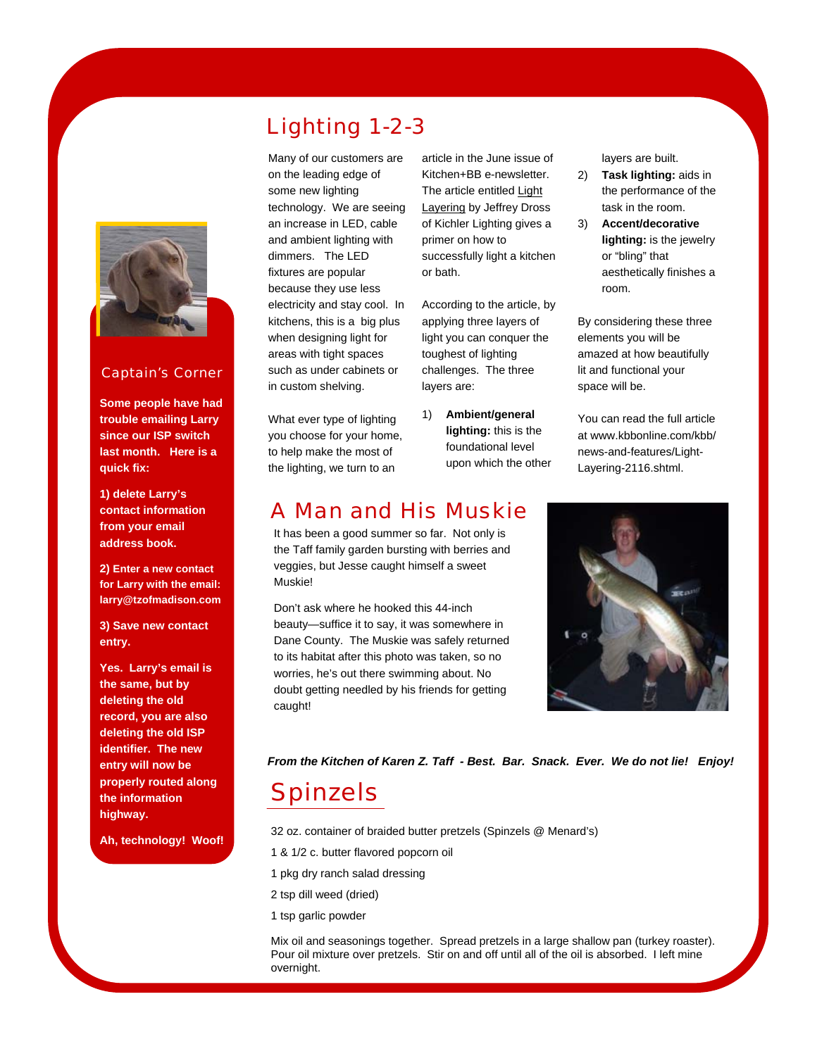## Lighting 1-2-3

Many of our customers are on the leading edge of some new lighting technology. We are seeing an increase in LED, cable and ambient lighting with dimmers. The LED fixtures are popular because they use less electricity and stay cool. In kitchens, this is a big plus when designing light for areas with tight spaces such as under cabinets or in custom shelving.

What ever type of lighting you choose for your home, to help make the most of the lighting, we turn to an article in the June issue of Kitchen+BB e-newsletter. The article entitled Light Layering by Jeffrey Dross of Kichler Lighting gives a primer on how to successfully light a kitchen or bath.

According to the article, by applying three layers of light you can conquer the toughest of lighting challenges. The three layers are:

1) **Ambient/general lighting:** this is the foundational level upon which the other layers are built.
2) **Task lighting:** aids in the performance of the task in the room.
3) **Accent/decorative lighting:** is the jewelry or "bling" that aesthetically finishes a room.

By considering these three elements you will be amazed at how beautifully lit and functional your space will be.

You can read the full article at www.kbbonline.com/kbb/news-and-features/Light-Layering-2116.shtml.

## Captain's Corner

**Some people have had trouble emailing Larry since our ISP switch last month. Here is a quick fix:**

**1) delete Larry's contact information from your email address book.**

**2) Enter a new contact for Larry with the email: larry@tzofmadison.com**

**3) Save new contact entry.**

**Yes. Larry's email is the same, but by deleting the old record, you are also deleting the old ISP identifier. The new entry will now be properly routed along the information highway.**

**Ah, technology! Woof!**

## A Man and His Muskie

It has been a good summer so far. Not only is the Taff family garden bursting with berries and veggies, but Jesse caught himself a sweet Muskie!

Don't ask where he hooked this 44-inch beauty—suffice it to say, it was somewhere in Dane County. The Muskie was safely returned to its habitat after this photo was taken, so no worries, he's out there swimming about. No doubt getting needled by his friends for getting caught!

***From the Kitchen of Karen Z. Taff - Best. Bar. Snack. Ever. We do not lie! Enjoy!***

## Spinzels

32 oz. container of braided butter pretzels (Spinzels @ Menard's)

1 & 1/2 c. butter flavored popcorn oil

1 pkg dry ranch salad dressing

2 tsp dill weed (dried)

1 tsp garlic powder

Mix oil and seasonings together. Spread pretzels in a large shallow pan (turkey roaster). Pour oil mixture over pretzels. Stir on and off until all of the oil is absorbed. I left mine overnight.